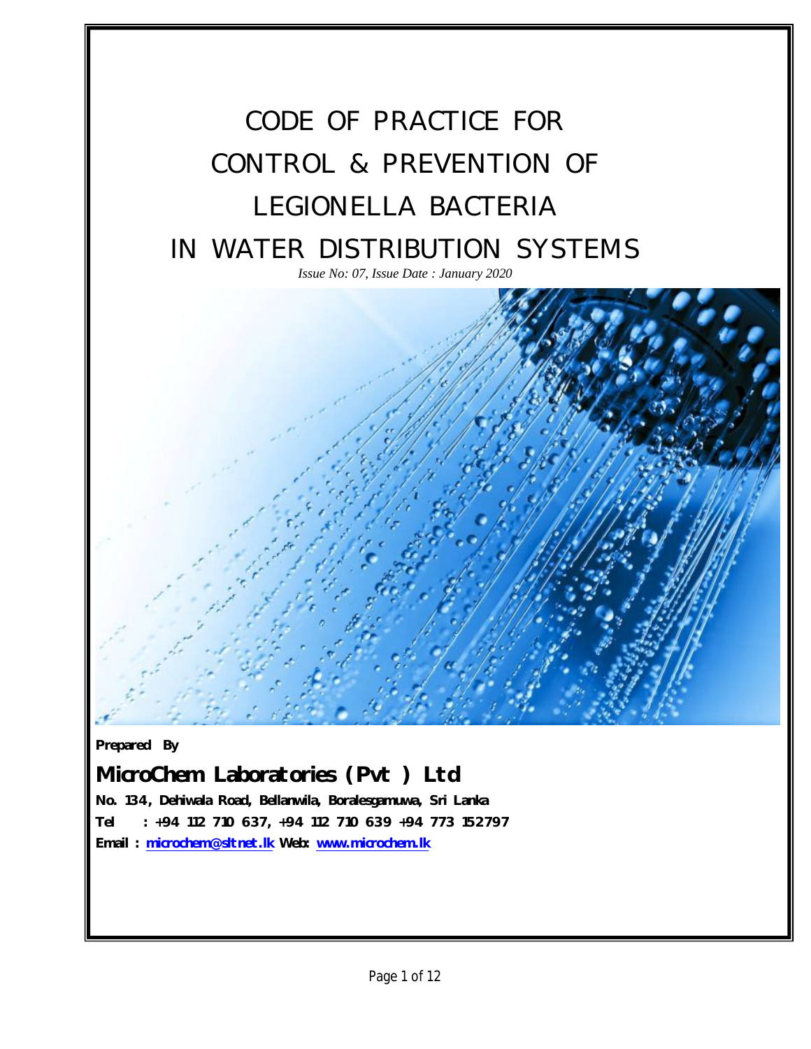# CODE OF PRACTICE FOR CONTROL & PREVENTION OF LEGIONELLA BACTERIA IN WATER DISTRIBUTION SYSTEMS

*Issue No: 07, Issue Date : January 2020*

**Prepared By**

## MicroChem Laboratories (Pvt ) Ltd

**No. 134, Dehiwala Road, Bellanwila, Boralesgamuwa, Sri Lanka**

**Tel : +94 112 710 637, +94 112 710 639 +94 773 152797**

**Email : microchem@sltnet.lk Web: www.microchem.lk**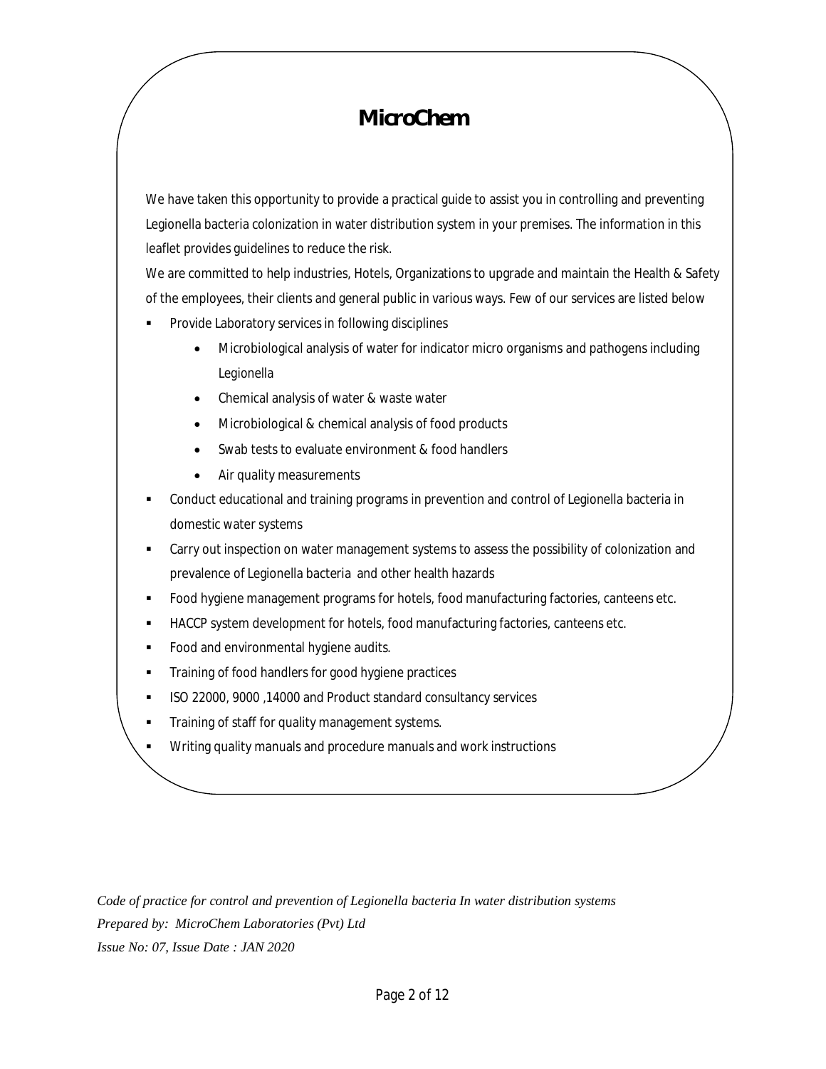# MicroChem

We have taken this opportunity to provide a practical guide to assist you in controlling and preventing Legionella bacteria colonization in water distribution system in your premises. The information in this leaflet provides guidelines to reduce the risk.

We are committed to help industries, Hotels, Organizations to upgrade and maintain the Health & Safety of the employees, their clients and general public in various ways. Few of our services are listed below

- Provide Laboratory services in following disciplines
  - Microbiological analysis of water for indicator micro organisms and pathogens including Legionella
  - Chemical analysis of water & waste water
  - Microbiological & chemical analysis of food products
  - Swab tests to evaluate environment & food handlers
  - Air quality measurements
- Conduct educational and training programs in prevention and control of Legionella bacteria in domestic water systems
- Carry out inspection on water management systems to assess the possibility of colonization and prevalence of Legionella bacteria and other health hazards
- Food hygiene management programs for hotels, food manufacturing factories, canteens etc.
- HACCP system development for hotels, food manufacturing factories, canteens etc.
- Food and environmental hygiene audits.
- Training of food handlers for good hygiene practices
- ISO 22000, 9000 ,14000 and Product standard consultancy services
- Training of staff for quality management systems.
- Writing quality manuals and procedure manuals and work instructions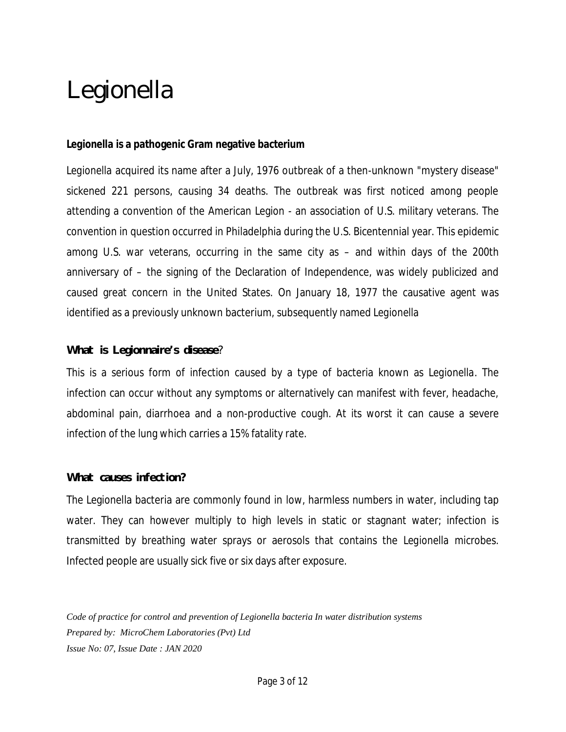# Legionella

**Legionella is a pathogenic Gram negative bacterium**

Legionella acquired its name after a July, 1976 outbreak of a then-unknown "mystery disease" sickened 221 persons, causing 34 deaths. The outbreak was first noticed among people attending a convention of the American Legion - an association of U.S. military veterans. The convention in question occurred in Philadelphia during the U.S. Bicentennial year. This epidemic among U.S. war veterans, occurring in the same city as – and within days of the 200th anniversary of – the signing of the Declaration of Independence, was widely publicized and caused great concern in the United States. On January 18, 1977 the causative agent was identified as a previously unknown bacterium, subsequently named Legionella

**What is Legionnaire's disease**?

This is a serious form of infection caused by a type of bacteria known as Legionella. The infection can occur without any symptoms or alternatively can manifest with fever, headache, abdominal pain, diarrhoea and a non-productive cough. At its worst it can cause a severe infection of the lung which carries a 15% fatality rate.

**What causes infection?**

The Legionella bacteria are commonly found in low, harmless numbers in water, including tap water. They can however multiply to high levels in static or stagnant water; infection is transmitted by breathing water sprays or aerosols that contains the Legionella microbes. Infected people are usually sick five or six days after exposure.

*Code of practice for control and prevention of Legionella bacteria In water distribution systems*
*Prepared by: MicroChem Laboratories (Pvt) Ltd*
*Issue No: 07, Issue Date : JAN 2020*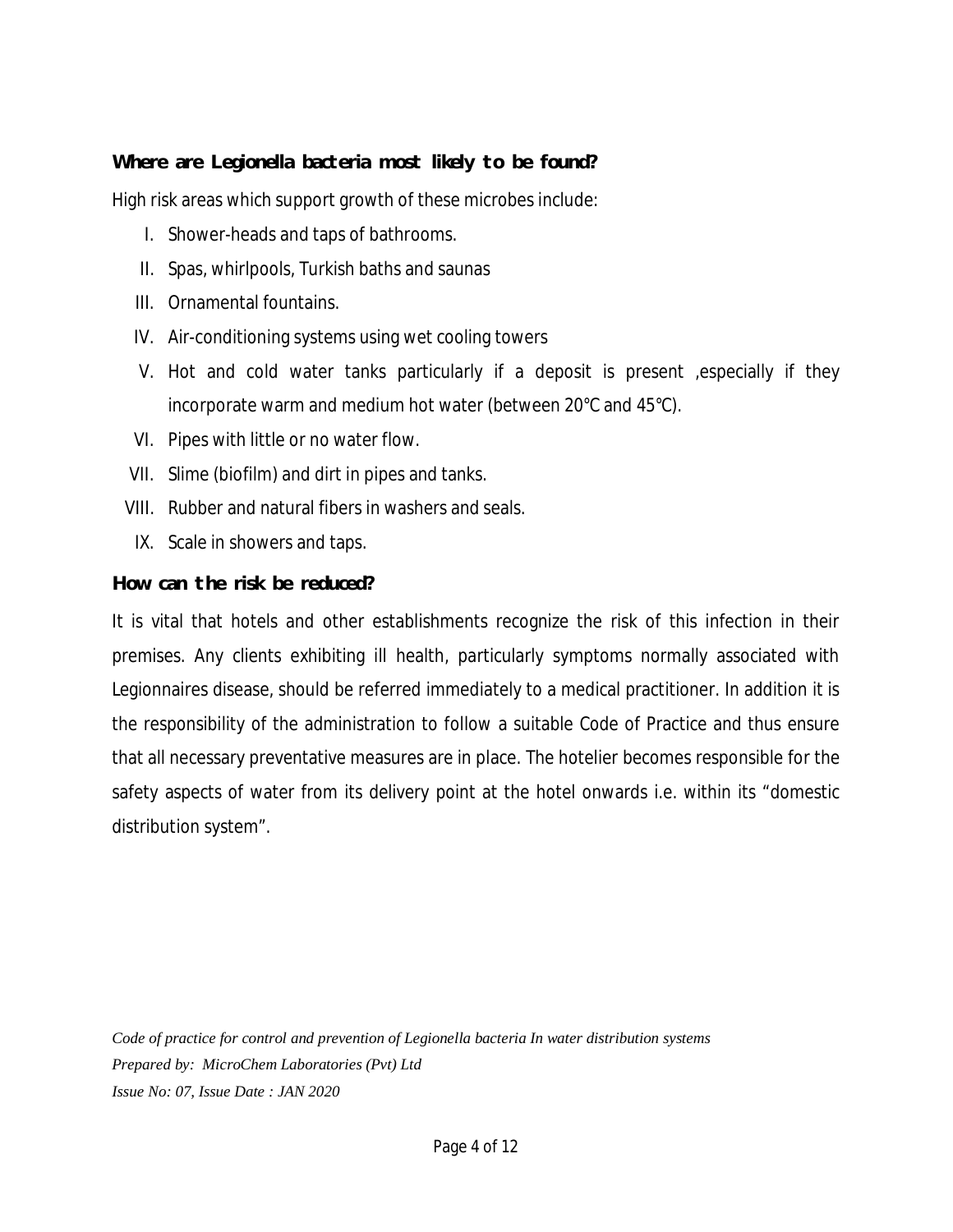**Where are Legionella bacteria most likely to be found?**

High risk areas which support growth of these microbes include:

I. Shower-heads and taps of bathrooms.
II. Spas, whirlpools, Turkish baths and saunas
III. Ornamental fountains.
IV. Air-conditioning systems using wet cooling towers
V. Hot and cold water tanks particularly if a deposit is present ,especially if they incorporate warm and medium hot water (between 20°C and 45°C).
VI. Pipes with little or no water flow.
VII. Slime (biofilm) and dirt in pipes and tanks.
VIII. Rubber and natural fibers in washers and seals.
IX. Scale in showers and taps.

**How can the risk be reduced?**

It is vital that hotels and other establishments recognize the risk of this infection in their premises. Any clients exhibiting ill health, particularly symptoms normally associated with Legionnaires disease, should be referred immediately to a medical practitioner. In addition it is the responsibility of the administration to follow a suitable Code of Practice and thus ensure that all necessary preventative measures are in place. The hotelier becomes responsible for the safety aspects of water from its delivery point at the hotel onwards i.e. within its "domestic distribution system".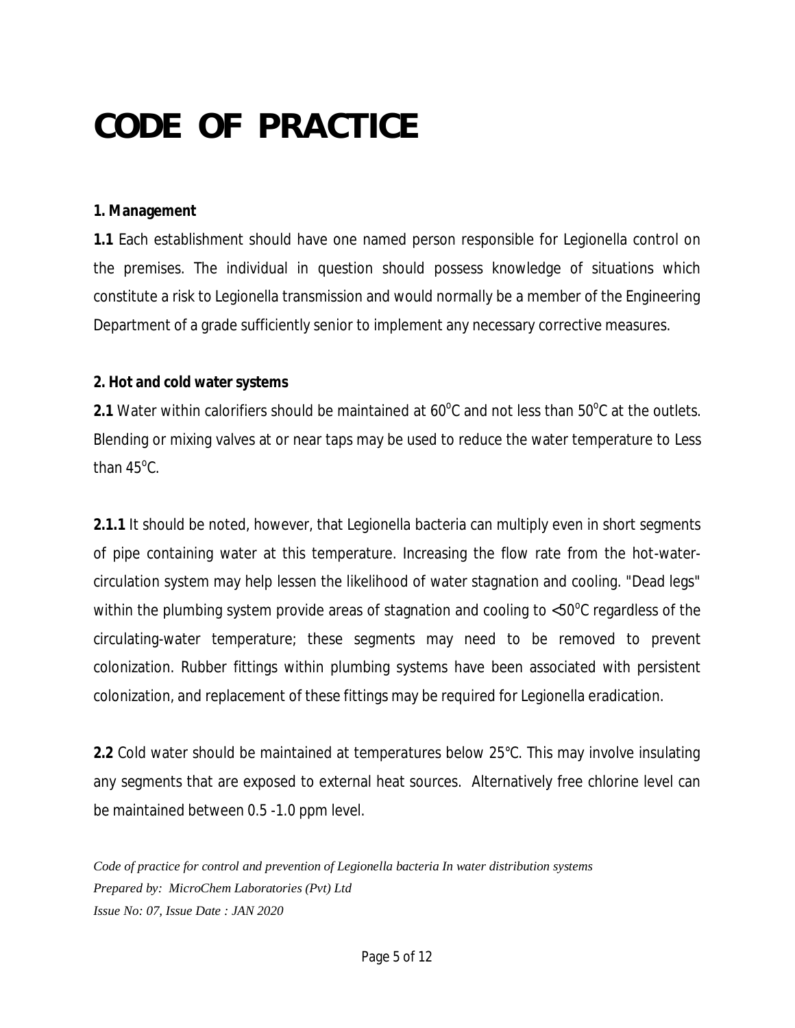# CODE OF PRACTICE

**1. Management**

**1.1** Each establishment should have one named person responsible for Legionella control on the premises. The individual in question should possess knowledge of situations which constitute a risk to Legionella transmission and would normally be a member of the Engineering Department of a grade sufficiently senior to implement any necessary corrective measures.

**2. Hot and cold water systems**

**2.1** Water within calorifiers should be maintained at $60^{\circ}C$ and not less than $50^{\circ}C$ at the outlets. Blending or mixing valves at or near taps may be used to reduce the water temperature to Less than $45^{\circ}C$.

**2.1.1** It should be noted, however, that Legionella bacteria can multiply even in short segments of pipe containing water at this temperature. Increasing the flow rate from the hot-water-circulation system may help lessen the likelihood of water stagnation and cooling. "Dead legs" within the plumbing system provide areas of stagnation and cooling to $<50^{\circ}C$ regardless of the circulating-water temperature; these segments may need to be removed to prevent colonization. Rubber fittings within plumbing systems have been associated with persistent colonization, and replacement of these fittings may be required for Legionella eradication.

**2.2** Cold water should be maintained at temperatures below 25°C. This may involve insulating any segments that are exposed to external heat sources. Alternatively free chlorine level can be maintained between 0.5 -1.0 ppm level.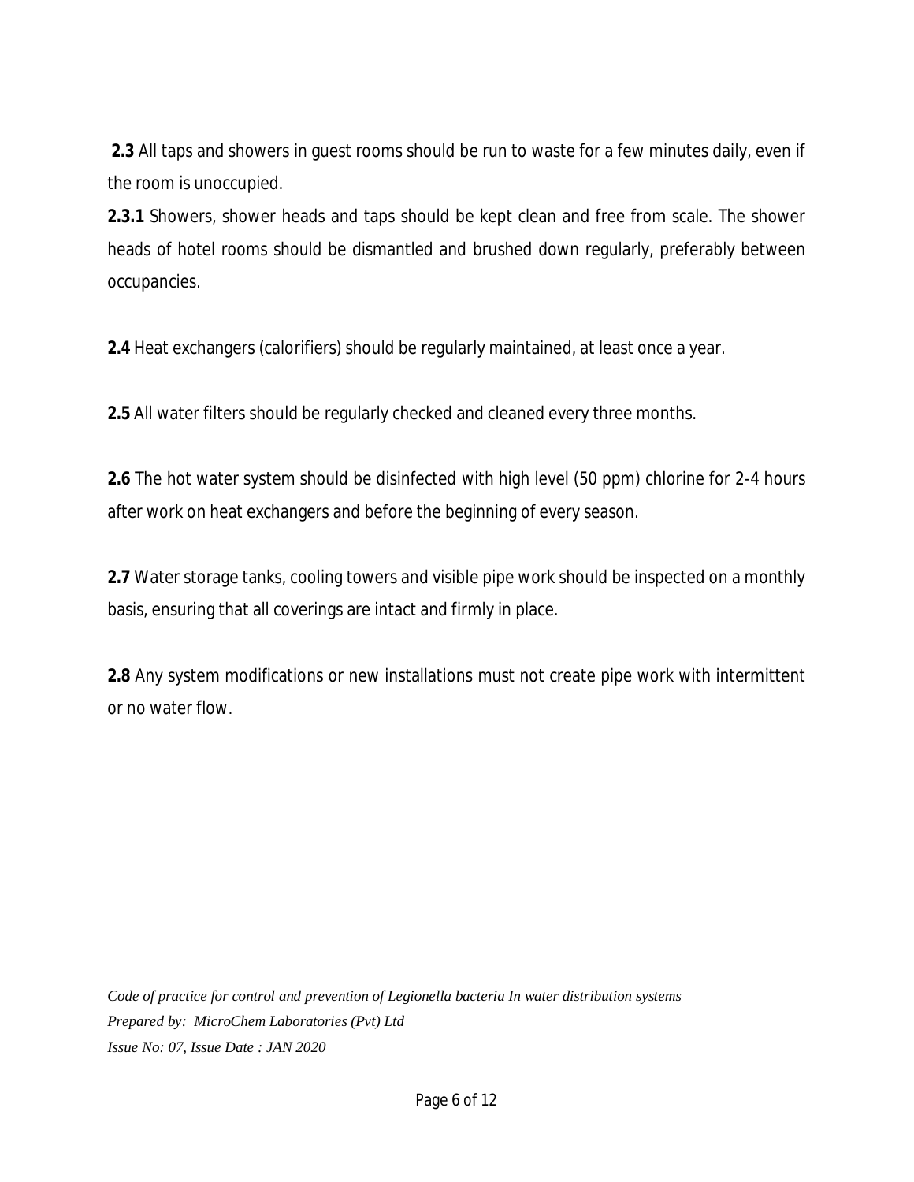**2.3** All taps and showers in guest rooms should be run to waste for a few minutes daily, even if the room is unoccupied.

**2.3.1** Showers, shower heads and taps should be kept clean and free from scale. The shower heads of hotel rooms should be dismantled and brushed down regularly, preferably between occupancies.

**2.4** Heat exchangers (calorifiers) should be regularly maintained, at least once a year.

**2.5** All water filters should be regularly checked and cleaned every three months.

**2.6** The hot water system should be disinfected with high level (50 ppm) chlorine for 2-4 hours after work on heat exchangers and before the beginning of every season.

**2.7** Water storage tanks, cooling towers and visible pipe work should be inspected on a monthly basis, ensuring that all coverings are intact and firmly in place.

**2.8** Any system modifications or new installations must not create pipe work with intermittent or no water flow.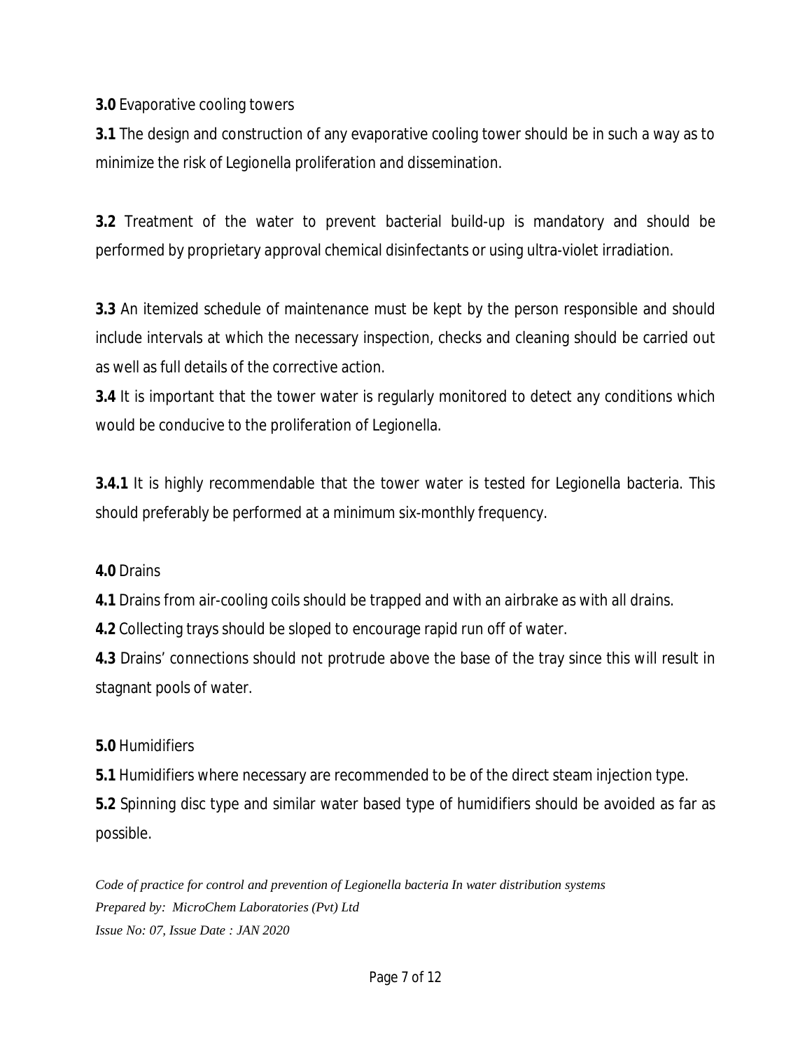**3.0** Evaporative cooling towers

**3.1** The design and construction of any evaporative cooling tower should be in such a way as to minimize the risk of Legionella proliferation and dissemination.

**3.2** Treatment of the water to prevent bacterial build-up is mandatory and should be performed by proprietary approval chemical disinfectants or using ultra-violet irradiation.

**3.3** An itemized schedule of maintenance must be kept by the person responsible and should include intervals at which the necessary inspection, checks and cleaning should be carried out as well as full details of the corrective action.

**3.4** It is important that the tower water is regularly monitored to detect any conditions which would be conducive to the proliferation of Legionella.

**3.4.1** It is highly recommendable that the tower water is tested for Legionella bacteria. This should preferably be performed at a minimum six-monthly frequency.

**4.0** Drains

**4.1** Drains from air-cooling coils should be trapped and with an airbrake as with all drains.

**4.2** Collecting trays should be sloped to encourage rapid run off of water.

**4.3** Drains' connections should not protrude above the base of the tray since this will result in stagnant pools of water.

**5.0** Humidifiers

**5.1** Humidifiers where necessary are recommended to be of the direct steam injection type.

**5.2** Spinning disc type and similar water based type of humidifiers should be avoided as far as possible.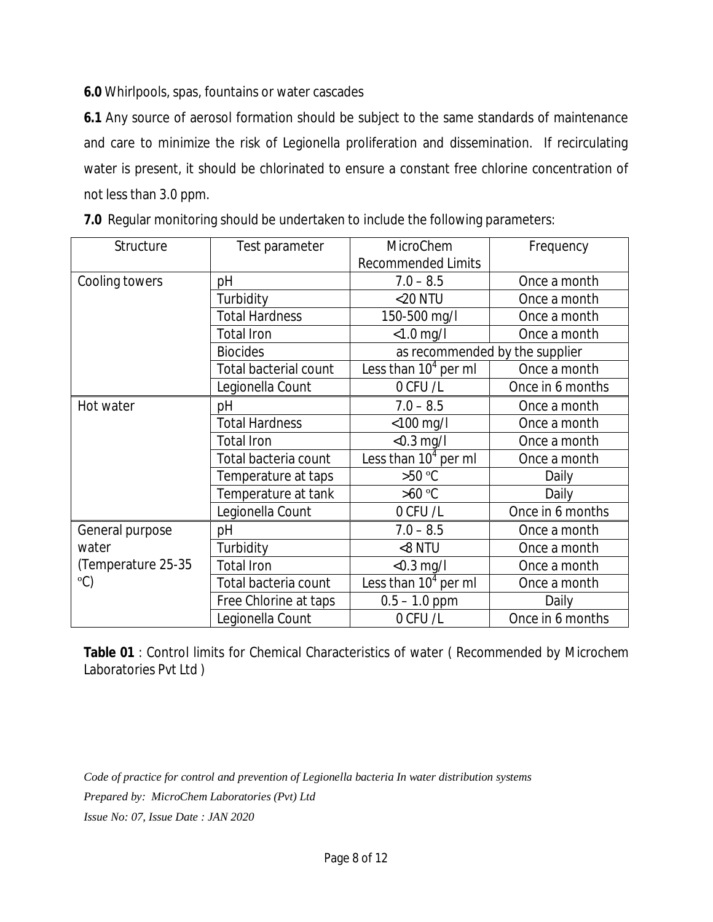**6.0** Whirlpools, spas, fountains or water cascades

**6.1** Any source of aerosol formation should be subject to the same standards of maintenance and care to minimize the risk of Legionella proliferation and dissemination. If recirculating water is present, it should be chlorinated to ensure a constant free chlorine concentration of not less than 3.0 ppm.

**7.0** Regular monitoring should be undertaken to include the following parameters:

| Structure | Test parameter | MicroChem Recommended Limits | Frequency |
|---|---|---|---|
| Cooling towers | pH | 7.0 – 8.5 | Once a month |
| | Turbidity | <20 NTU | Once a month |
| | Total Hardness | 150-500 mg/l | Once a month |
| | Total Iron | <1.0 mg/l | Once a month |
| | Biocides | as recommended by the supplier | |
| | Total bacterial count | Less than $10^4$ per ml | Once a month |
| | Legionella Count | 0 CFU /L | Once in 6 months |
| Hot water | pH | 7.0 – 8.5 | Once a month |
| | Total Hardness | <100 mg/l | Once a month |
| | Total Iron | <0.3 mg/l | Once a month |
| | Total bacteria count | Less than $10^4$ per ml | Once a month |
| | Temperature at taps | >50 °C | Daily |
| | Temperature at tank | >60 °C | Daily |
| | Legionella Count | 0 CFU /L | Once in 6 months |
| General purpose water (Temperature 25-35 °C) | pH | 7.0 – 8.5 | Once a month |
| | Turbidity | <8 NTU | Once a month |
| | Total Iron | <0.3 mg/l | Once a month |
| | Total bacteria count | Less than $10^4$ per ml | Once a month |
| | Free Chlorine at taps | 0.5 – 1.0 ppm | Daily |
| | Legionella Count | 0 CFU /L | Once in 6 months |

**Table 01** : Control limits for Chemical Characteristics of water ( Recommended by Microchem Laboratories Pvt Ltd )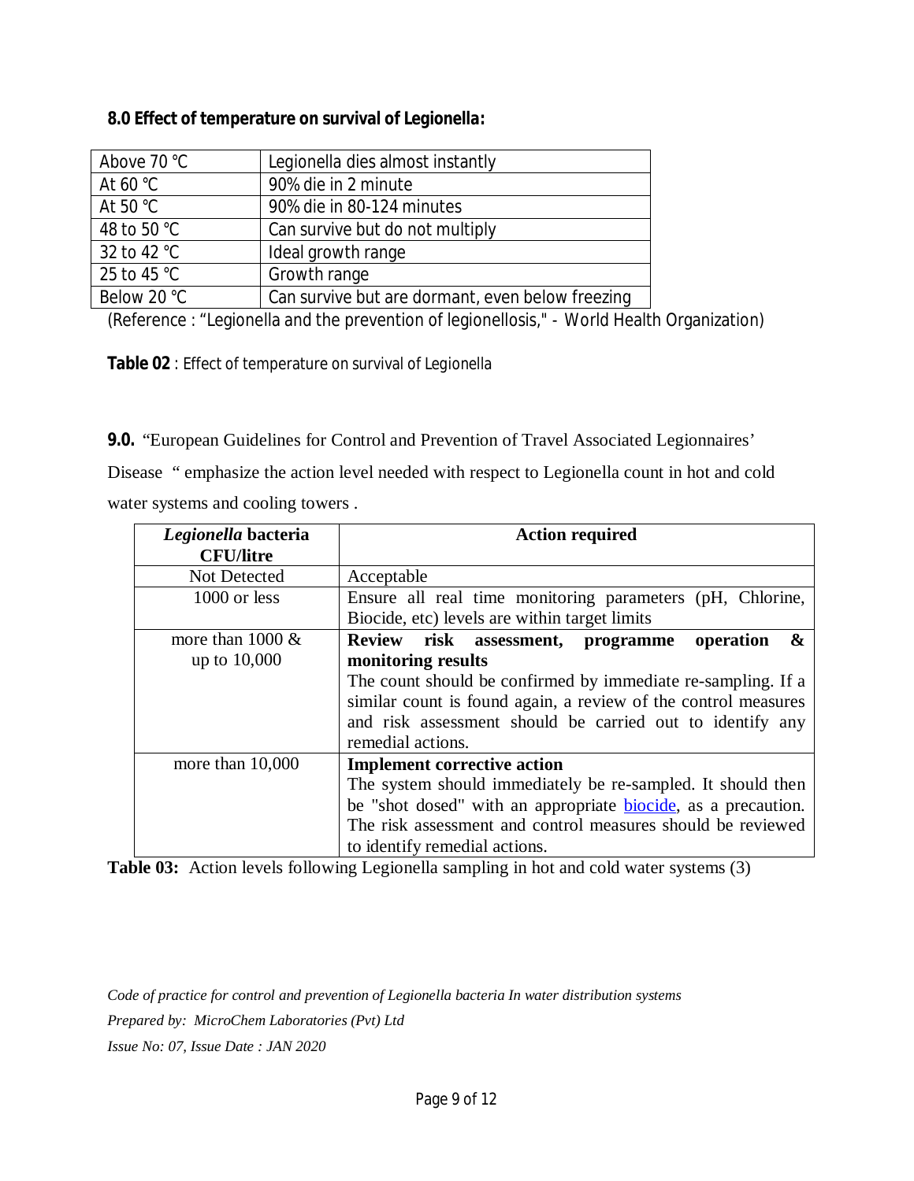### 8.0 Effect of temperature on survival of Legionella:

| | |
|---|---|
| Above 70 °C | Legionella dies almost instantly |
| At 60 °C | 90% die in 2 minute |
| At 50 °C | 90% die in 80-124 minutes |
| 48 to 50 °C | Can survive but do not multiply |
| 32 to 42 °C | Ideal growth range |
| 25 to 45 °C | Growth range |
| Below 20 °C | Can survive but are dormant, even below freezing |

(Reference : "Legionella and the prevention of legionellosis," - World Health Organization)

**Table 02** : Effect of temperature on survival of Legionella

**9.0.** "European Guidelines for Control and Prevention of Travel Associated Legionnaires' Disease " emphasize the action level needed with respect to Legionella count in hot and cold water systems and cooling towers .

| ***Legionella* bacteria CFU/litre** | **Action required** |
|---|---|
| Not Detected | Acceptable |
| 1000 or less | Ensure all real time monitoring parameters (pH, Chlorine, Biocide, etc) levels are within target limits |
| more than 1000 & up to 10,000 | **Review risk assessment, programme operation & monitoring results** The count should be confirmed by immediate re-sampling. If a similar count is found again, a review of the control measures and risk assessment should be carried out to identify any remedial actions. |
| more than 10,000 | **Implement corrective action** The system should immediately be re-sampled. It should then be "shot dosed" with an appropriate biocide, as a precaution. The risk assessment and control measures should be reviewed to identify remedial actions. |

**Table 03:** Action levels following Legionella sampling in hot and cold water systems (3)

*Code of practice for control and prevention of Legionella bacteria In water distribution systems*

*Prepared by: MicroChem Laboratories (Pvt) Ltd*

*Issue No: 07, Issue Date : JAN 2020*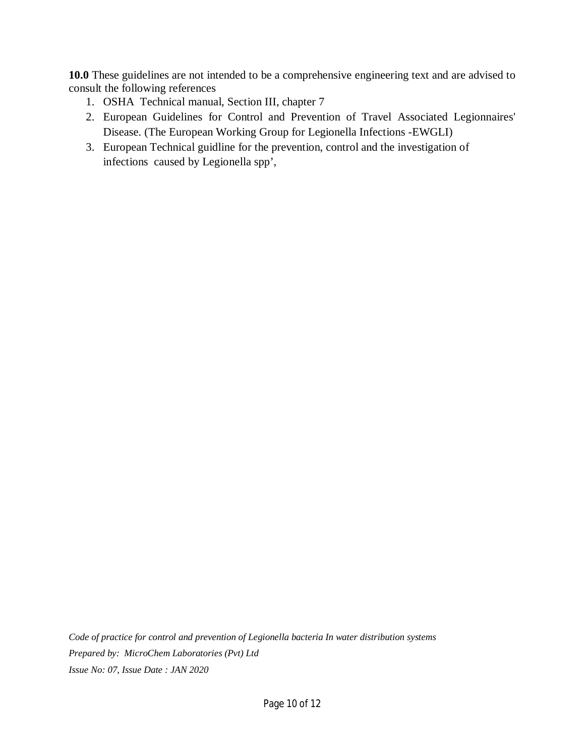**10.0** These guidelines are not intended to be a comprehensive engineering text and are advised to consult the following references

1. OSHA Technical manual, Section III, chapter 7
2. European Guidelines for Control and Prevention of Travel Associated Legionnaires' Disease. (The European Working Group for Legionella Infections -EWGLI)
3. European Technical guidline for the prevention, control and the investigation of infections caused by Legionella spp',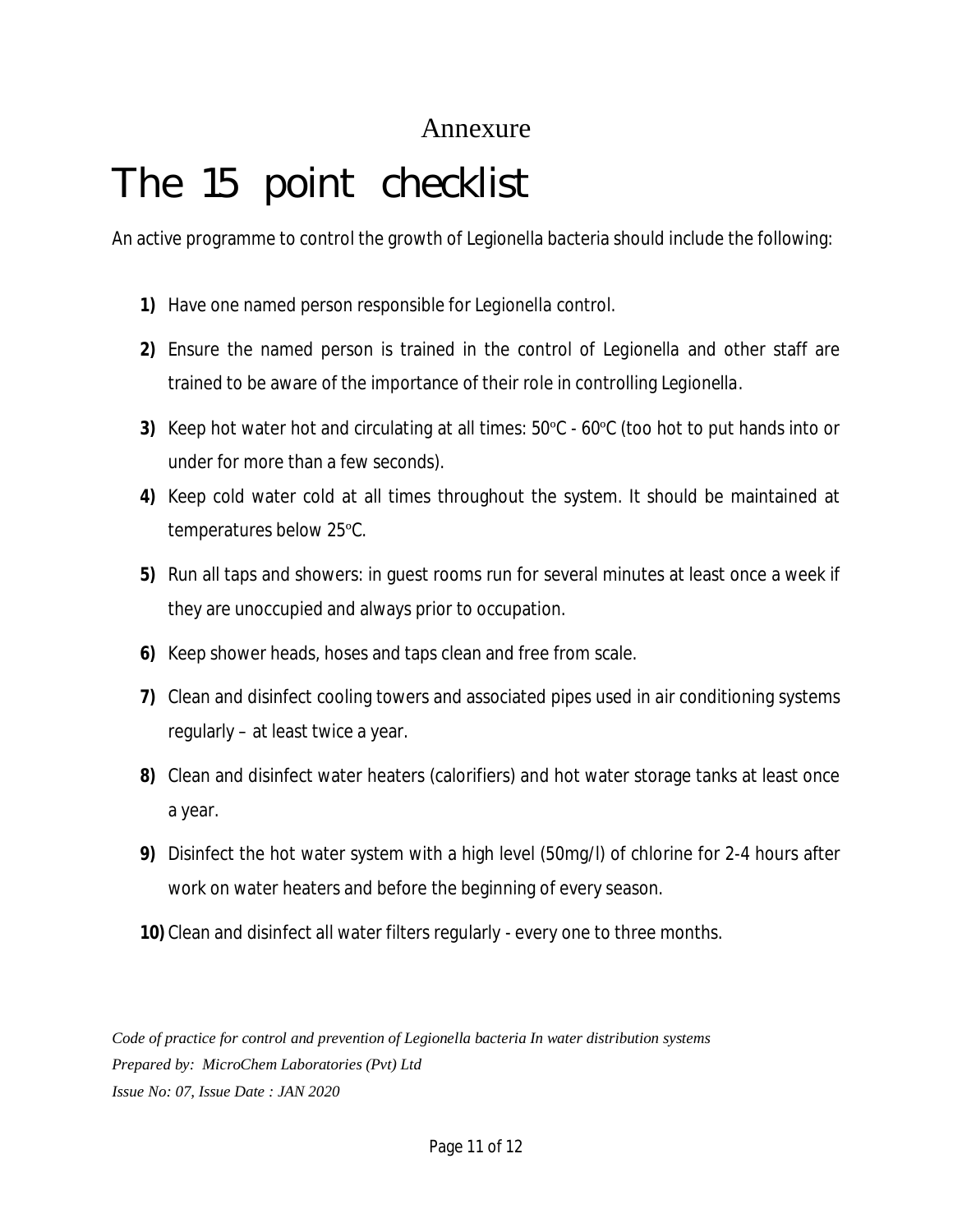## Annexure

# The 15 point checklist

An active programme to control the growth of Legionella bacteria should include the following:

1) Have one named person responsible for Legionella control.
2) Ensure the named person is trained in the control of Legionella and other staff are trained to be aware of the importance of their role in controlling Legionella.
3) Keep hot water hot and circulating at all times: 50°C - 60°C (too hot to put hands into or under for more than a few seconds).
4) Keep cold water cold at all times throughout the system. It should be maintained at temperatures below 25°C.
5) Run all taps and showers: in guest rooms run for several minutes at least once a week if they are unoccupied and always prior to occupation.
6) Keep shower heads, hoses and taps clean and free from scale.
7) Clean and disinfect cooling towers and associated pipes used in air conditioning systems regularly – at least twice a year.
8) Clean and disinfect water heaters (calorifiers) and hot water storage tanks at least once a year.
9) Disinfect the hot water system with a high level (50mg/l) of chlorine for 2-4 hours after work on water heaters and before the beginning of every season.
10) Clean and disinfect all water filters regularly - every one to three months.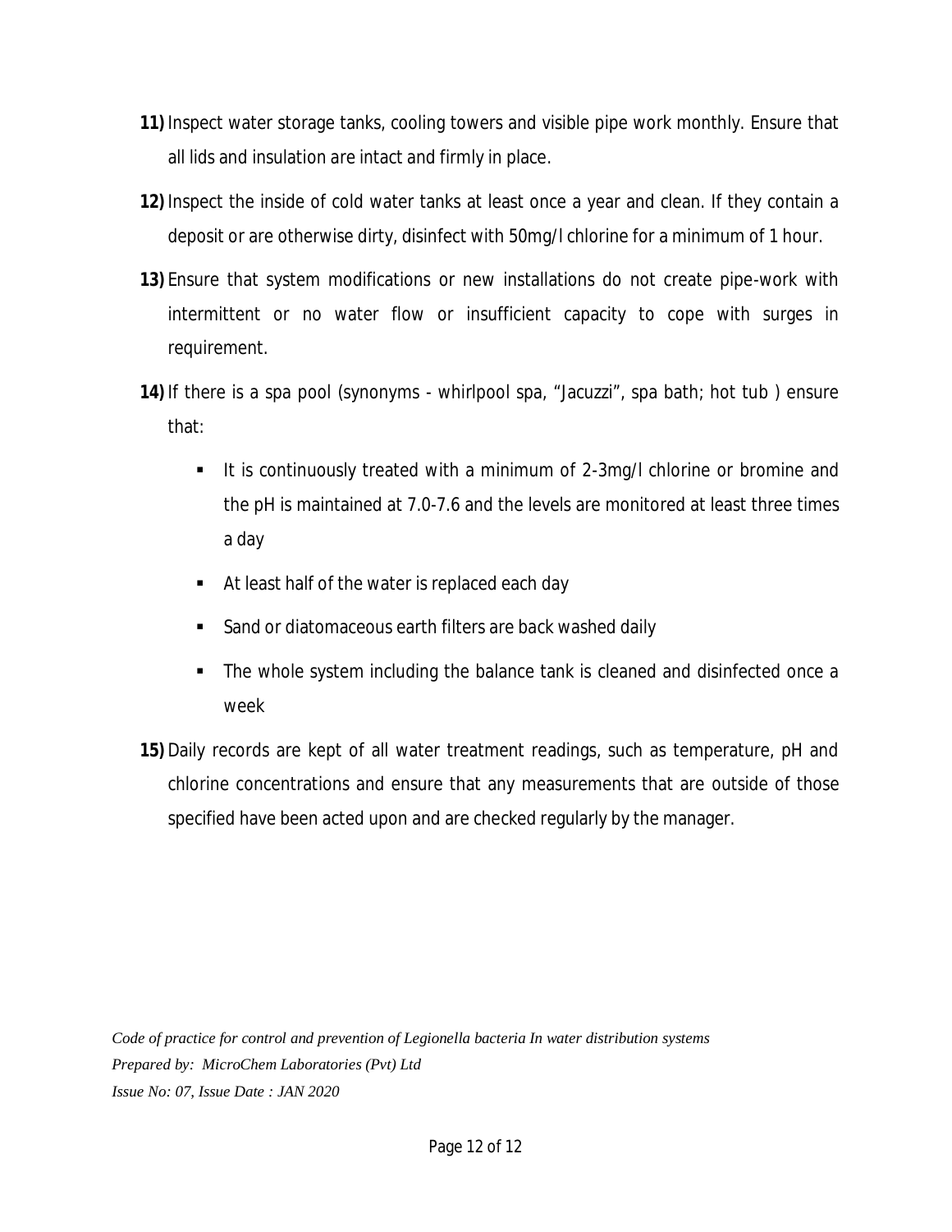**11)** Inspect water storage tanks, cooling towers and visible pipe work monthly. Ensure that all lids and insulation are intact and firmly in place.

**12)** Inspect the inside of cold water tanks at least once a year and clean. If they contain a deposit or are otherwise dirty, disinfect with 50mg/l chlorine for a minimum of 1 hour.

**13)** Ensure that system modifications or new installations do not create pipe-work with intermittent or no water flow or insufficient capacity to cope with surges in requirement.

**14)** If there is a spa pool (synonyms - whirlpool spa, "Jacuzzi", spa bath; hot tub ) ensure that:

- It is continuously treated with a minimum of 2-3mg/l chlorine or bromine and the pH is maintained at 7.0-7.6 and the levels are monitored at least three times a day
- At least half of the water is replaced each day
- Sand or diatomaceous earth filters are back washed daily
- The whole system including the balance tank is cleaned and disinfected once a week

**15)** Daily records are kept of all water treatment readings, such as temperature, pH and chlorine concentrations and ensure that any measurements that are outside of those specified have been acted upon and are checked regularly by the manager.